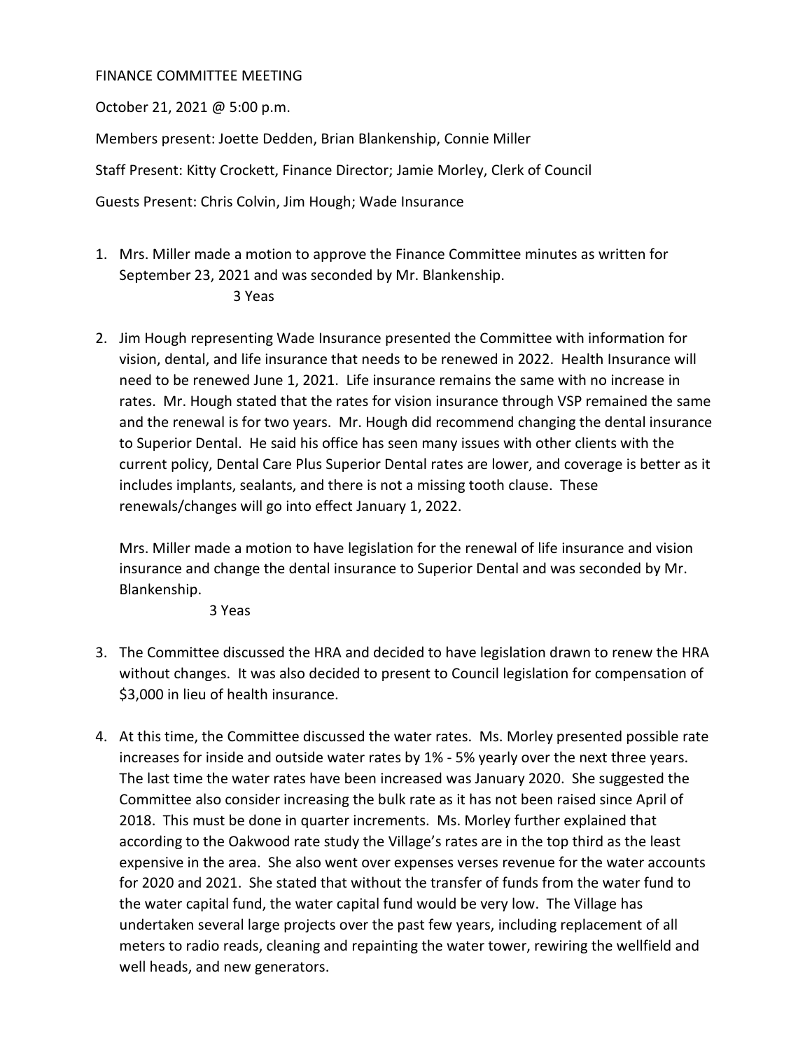FINANCE COMMITTEE MEETING

October 21, 2021 @ 5:00 p.m.

Members present: Joette Dedden, Brian Blankenship, Connie Miller

Staff Present: Kitty Crockett, Finance Director; Jamie Morley, Clerk of Council

Guests Present: Chris Colvin, Jim Hough; Wade Insurance

1. Mrs. Miller made a motion to approve the Finance Committee minutes as written for September 23, 2021 and was seconded by Mr. Blankenship.

   3 Yeas

2. Jim Hough representing Wade Insurance presented the Committee with information for vision, dental, and life insurance that needs to be renewed in 2022. Health Insurance will need to be renewed June 1, 2021. Life insurance remains the same with no increase in rates. Mr. Hough stated that the rates for vision insurance through VSP remained the same and the renewal is for two years. Mr. Hough did recommend changing the dental insurance to Superior Dental. He said his office has seen many issues with other clients with the current policy, Dental Care Plus Superior Dental rates are lower, and coverage is better as it includes implants, sealants, and there is not a missing tooth clause. These renewals/changes will go into effect January 1, 2022.

   Mrs. Miller made a motion to have legislation for the renewal of life insurance and vision insurance and change the dental insurance to Superior Dental and was seconded by Mr. Blankenship.

   3 Yeas

3. The Committee discussed the HRA and decided to have legislation drawn to renew the HRA without changes. It was also decided to present to Council legislation for compensation of $3,000 in lieu of health insurance.

4. At this time, the Committee discussed the water rates. Ms. Morley presented possible rate increases for inside and outside water rates by 1% - 5% yearly over the next three years. The last time the water rates have been increased was January 2020. She suggested the Committee also consider increasing the bulk rate as it has not been raised since April of 2018. This must be done in quarter increments. Ms. Morley further explained that according to the Oakwood rate study the Village's rates are in the top third as the least expensive in the area. She also went over expenses verses revenue for the water accounts for 2020 and 2021. She stated that without the transfer of funds from the water fund to the water capital fund, the water capital fund would be very low. The Village has undertaken several large projects over the past few years, including replacement of all meters to radio reads, cleaning and repainting the water tower, rewiring the wellfield and well heads, and new generators.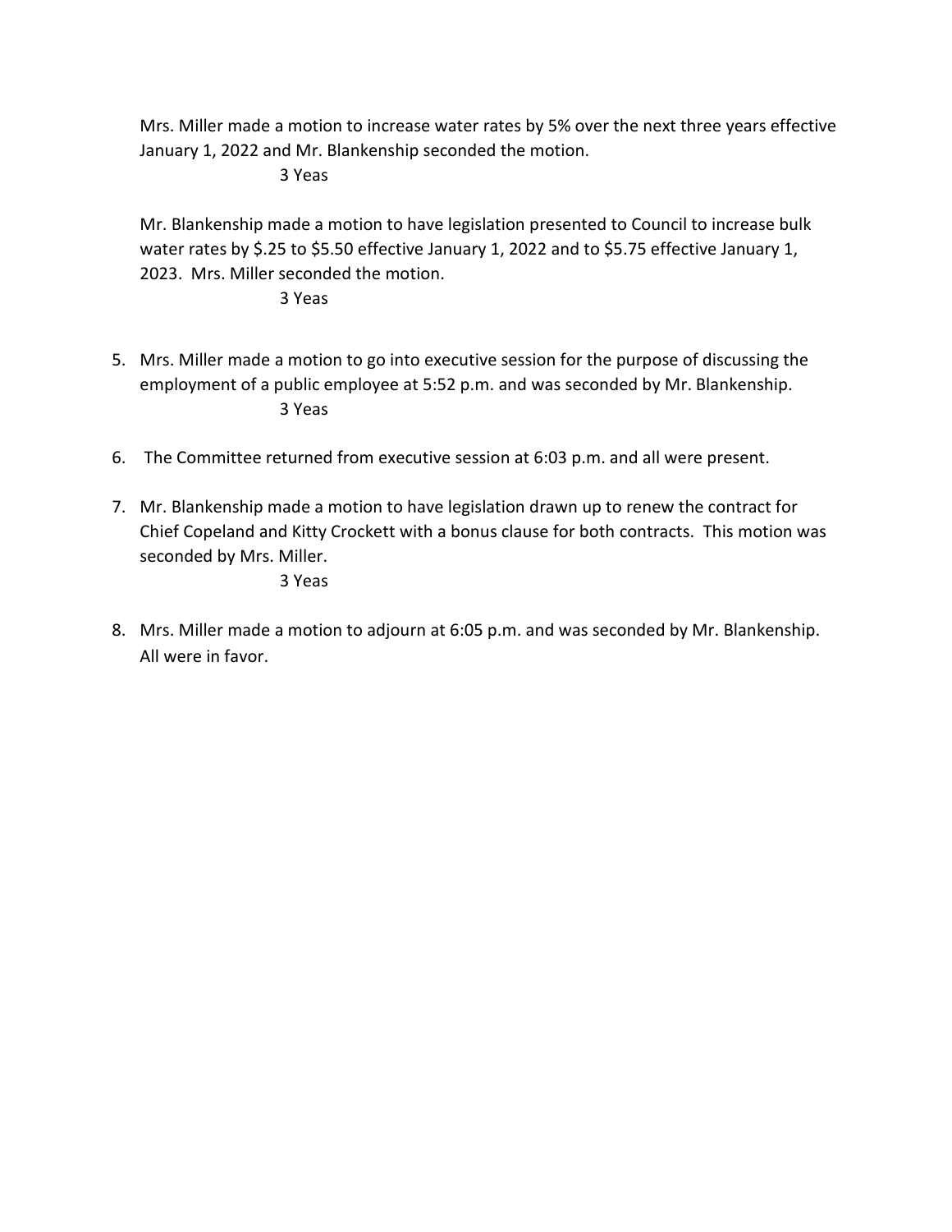Mrs. Miller made a motion to increase water rates by 5% over the next three years effective January 1, 2022 and Mr. Blankenship seconded the motion.

3 Yeas

Mr. Blankenship made a motion to have legislation presented to Council to increase bulk water rates by $.25 to $5.50 effective January 1, 2022 and to $5.75 effective January 1, 2023. Mrs. Miller seconded the motion.

3 Yeas

5. Mrs. Miller made a motion to go into executive session for the purpose of discussing the employment of a public employee at 5:52 p.m. and was seconded by Mr. Blankenship.

   3 Yeas

6. The Committee returned from executive session at 6:03 p.m. and all were present.

7. Mr. Blankenship made a motion to have legislation drawn up to renew the contract for Chief Copeland and Kitty Crockett with a bonus clause for both contracts. This motion was seconded by Mrs. Miller.

   3 Yeas

8. Mrs. Miller made a motion to adjourn at 6:05 p.m. and was seconded by Mr. Blankenship. All were in favor.